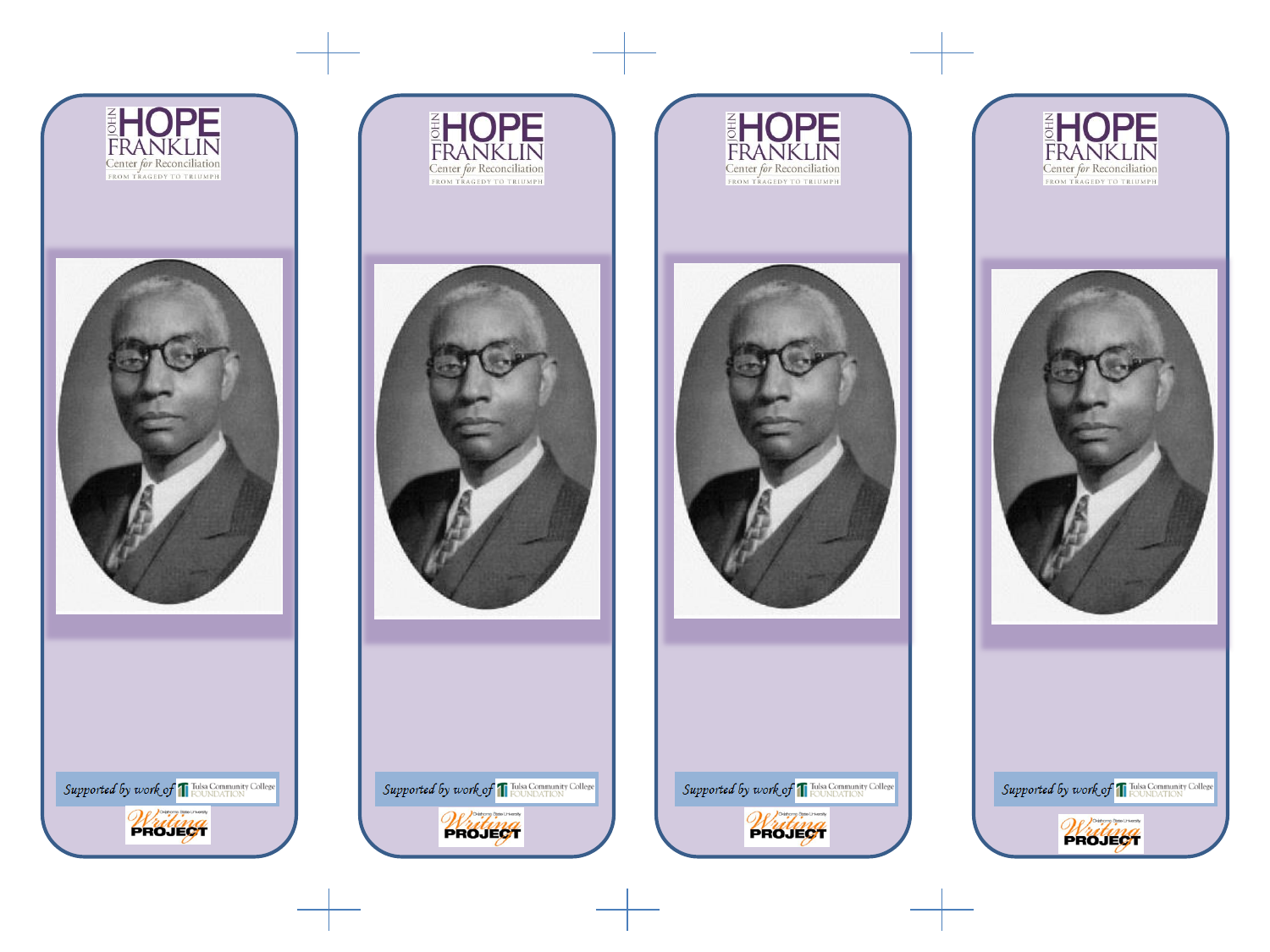JOHN HOPE FRANKLIN
Center *for* Reconciliation
FROM TRAGEDY TO TRIUMPH

*Supported by work of* Tulsa Community College FOUNDATION

Oklahoma State University Writing PROJECT

JOHN HOPE FRANKLIN
Center *for* Reconciliation
FROM TRAGEDY TO TRIUMPH

*Supported by work of* Tulsa Community College FOUNDATION

Oklahoma State University Writing PROJECT

JOHN HOPE FRANKLIN
Center *for* Reconciliation
FROM TRAGEDY TO TRIUMPH

*Supported by work of* Tulsa Community College FOUNDATION

Oklahoma State University Writing PROJECT

JOHN HOPE FRANKLIN
Center *for* Reconciliation
FROM TRAGEDY TO TRIUMPH

*Supported by work of* Tulsa Community College FOUNDATION

Oklahoma State University Writing PROJECT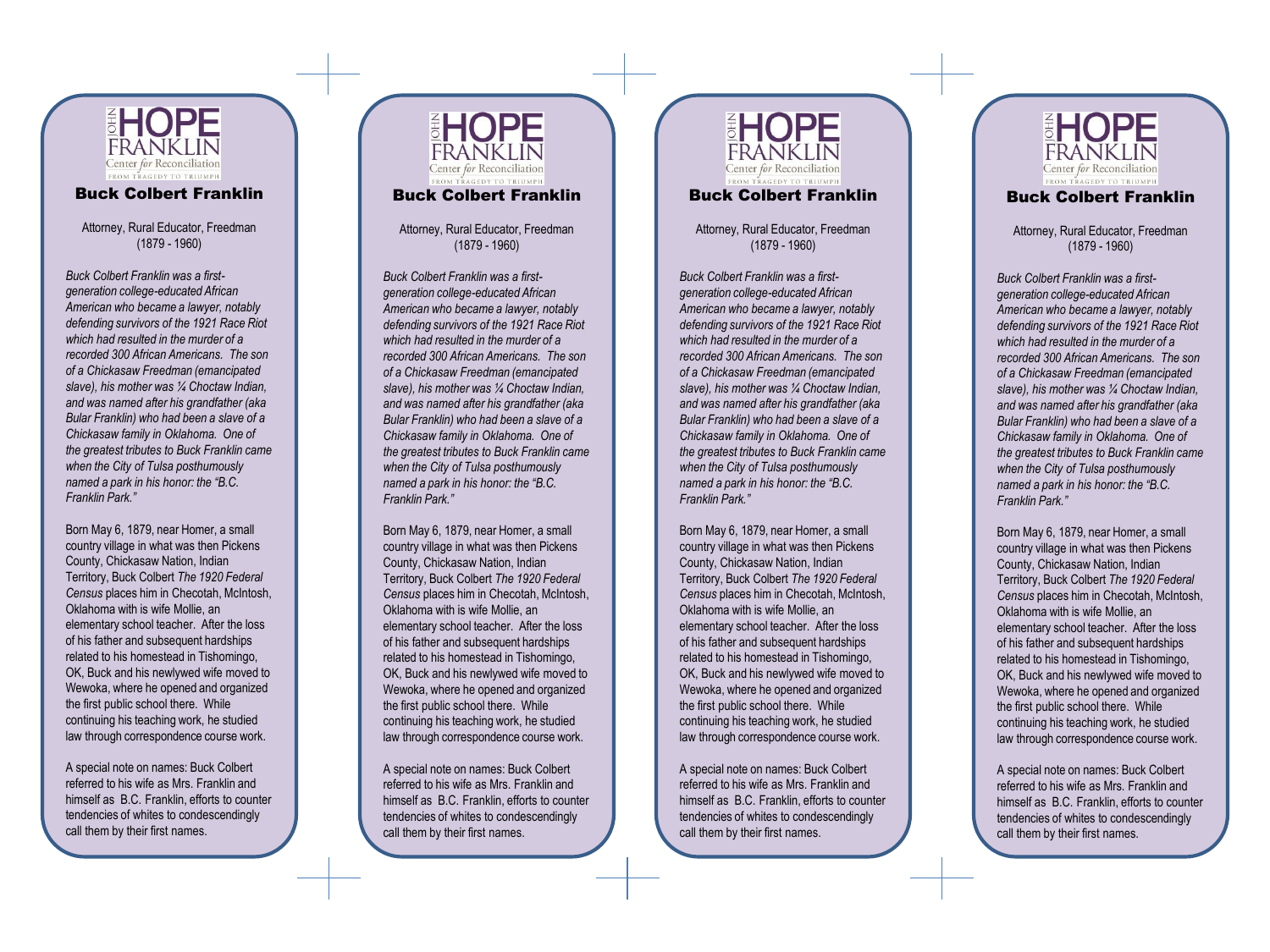JOHN HOPE FRANKLIN
Center *for* Reconciliation
FROM TRAGEDY TO TRIUMPH

## Buck Colbert Franklin

Attorney, Rural Educator, Freedman
(1879 - 1960)

*Buck Colbert Franklin was a first-generation college-educated African American who became a lawyer, notably defending survivors of the 1921 Race Riot which had resulted in the murder of a recorded 300 African Americans. The son of a Chickasaw Freedman (emancipated slave), his mother was ¼ Choctaw Indian, and was named after his grandfather (aka Bular Franklin) who had been a slave of a Chickasaw family in Oklahoma. One of the greatest tributes to Buck Franklin came when the City of Tulsa posthumously named a park in his honor: the "B.C. Franklin Park."*

Born May 6, 1879, near Homer, a small country village in what was then Pickens County, Chickasaw Nation, Indian Territory, Buck Colbert *The 1920 Federal Census* places him in Checotah, McIntosh, Oklahoma with is wife Mollie, an elementary school teacher. After the loss of his father and subsequent hardships related to his homestead in Tishomingo, OK, Buck and his newlywed wife moved to Wewoka, where he opened and organized the first public school there. While continuing his teaching work, he studied law through correspondence course work.

A special note on names: Buck Colbert referred to his wife as Mrs. Franklin and himself as B.C. Franklin, efforts to counter tendencies of whites to condescendingly call them by their first names.

JOHN HOPE FRANKLIN
Center *for* Reconciliation
FROM TRAGEDY TO TRIUMPH

## Buck Colbert Franklin

Attorney, Rural Educator, Freedman
(1879 - 1960)

*Buck Colbert Franklin was a first-generation college-educated African American who became a lawyer, notably defending survivors of the 1921 Race Riot which had resulted in the murder of a recorded 300 African Americans. The son of a Chickasaw Freedman (emancipated slave), his mother was ¼ Choctaw Indian, and was named after his grandfather (aka Bular Franklin) who had been a slave of a Chickasaw family in Oklahoma. One of the greatest tributes to Buck Franklin came when the City of Tulsa posthumously named a park in his honor: the "B.C. Franklin Park."*

Born May 6, 1879, near Homer, a small country village in what was then Pickens County, Chickasaw Nation, Indian Territory, Buck Colbert *The 1920 Federal Census* places him in Checotah, McIntosh, Oklahoma with is wife Mollie, an elementary school teacher. After the loss of his father and subsequent hardships related to his homestead in Tishomingo, OK, Buck and his newlywed wife moved to Wewoka, where he opened and organized the first public school there. While continuing his teaching work, he studied law through correspondence course work.

A special note on names: Buck Colbert referred to his wife as Mrs. Franklin and himself as B.C. Franklin, efforts to counter tendencies of whites to condescendingly call them by their first names.

JOHN HOPE FRANKLIN
Center *for* Reconciliation
FROM TRAGEDY TO TRIUMPH

## Buck Colbert Franklin

Attorney, Rural Educator, Freedman
(1879 - 1960)

*Buck Colbert Franklin was a first-generation college-educated African American who became a lawyer, notably defending survivors of the 1921 Race Riot which had resulted in the murder of a recorded 300 African Americans. The son of a Chickasaw Freedman (emancipated slave), his mother was ¼ Choctaw Indian, and was named after his grandfather (aka Bular Franklin) who had been a slave of a Chickasaw family in Oklahoma. One of the greatest tributes to Buck Franklin came when the City of Tulsa posthumously named a park in his honor: the "B.C. Franklin Park."*

Born May 6, 1879, near Homer, a small country village in what was then Pickens County, Chickasaw Nation, Indian Territory, Buck Colbert *The 1920 Federal Census* places him in Checotah, McIntosh, Oklahoma with is wife Mollie, an elementary school teacher. After the loss of his father and subsequent hardships related to his homestead in Tishomingo, OK, Buck and his newlywed wife moved to Wewoka, where he opened and organized the first public school there. While continuing his teaching work, he studied law through correspondence course work.

A special note on names: Buck Colbert referred to his wife as Mrs. Franklin and himself as B.C. Franklin, efforts to counter tendencies of whites to condescendingly call them by their first names.

JOHN HOPE FRANKLIN
Center *for* Reconciliation
FROM TRAGEDY TO TRIUMPH

## Buck Colbert Franklin

Attorney, Rural Educator, Freedman
(1879 - 1960)

*Buck Colbert Franklin was a first-generation college-educated African American who became a lawyer, notably defending survivors of the 1921 Race Riot which had resulted in the murder of a recorded 300 African Americans. The son of a Chickasaw Freedman (emancipated slave), his mother was ¼ Choctaw Indian, and was named after his grandfather (aka Bular Franklin) who had been a slave of a Chickasaw family in Oklahoma. One of the greatest tributes to Buck Franklin came when the City of Tulsa posthumously named a park in his honor: the "B.C. Franklin Park."*

Born May 6, 1879, near Homer, a small country village in what was then Pickens County, Chickasaw Nation, Indian Territory, Buck Colbert *The 1920 Federal Census* places him in Checotah, McIntosh, Oklahoma with is wife Mollie, an elementary school teacher. After the loss of his father and subsequent hardships related to his homestead in Tishomingo, OK, Buck and his newlywed wife moved to Wewoka, where he opened and organized the first public school there. While continuing his teaching work, he studied law through correspondence course work.

A special note on names: Buck Colbert referred to his wife as Mrs. Franklin and himself as B.C. Franklin, efforts to counter tendencies of whites to condescendingly call them by their first names.